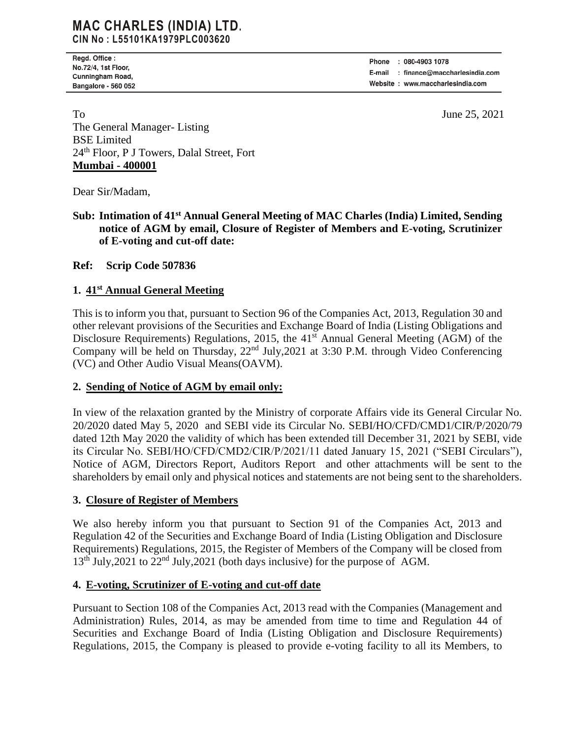# MAC CHARLES (INDIA) LTD.

**CIN No : L55101KA1979PLC003620**

Regd. Office :
No.72/4, 1st Floor,
Cunningham Road,
Bangalore - 560 052

Phone : 080-4903 1078
E-mail : finance@maccharlesindia.com
Website : www.maccharlesindia.com

To

The General Manager- Listing
BSE Limited
24th Floor, P J Towers, Dalal Street, Fort
**Mumbai - 400001**

June 25, 2021

Dear Sir/Madam,

**Sub: Intimation of 41st Annual General Meeting of MAC Charles (India) Limited, Sending notice of AGM by email, Closure of Register of Members and E-voting, Scrutinizer of E-voting and cut-off date:**

**Ref: Scrip Code 507836**

## 1. 41st Annual General Meeting

This is to inform you that, pursuant to Section 96 of the Companies Act, 2013, Regulation 30 and other relevant provisions of the Securities and Exchange Board of India (Listing Obligations and Disclosure Requirements) Regulations, 2015, the 41st Annual General Meeting (AGM) of the Company will be held on Thursday, 22nd July,2021 at 3:30 P.M. through Video Conferencing (VC) and Other Audio Visual Means(OAVM).

## 2. Sending of Notice of AGM by email only:

In view of the relaxation granted by the Ministry of corporate Affairs vide its General Circular No. 20/2020 dated May 5, 2020 and SEBI vide its Circular No. SEBI/HO/CFD/CMD1/CIR/P/2020/79 dated 12th May 2020 the validity of which has been extended till December 31, 2021 by SEBI, vide its Circular No. SEBI/HO/CFD/CMD2/CIR/P/2021/11 dated January 15, 2021 ("SEBI Circulars"), Notice of AGM, Directors Report, Auditors Report and other attachments will be sent to the shareholders by email only and physical notices and statements are not being sent to the shareholders.

## 3. Closure of Register of Members

We also hereby inform you that pursuant to Section 91 of the Companies Act, 2013 and Regulation 42 of the Securities and Exchange Board of India (Listing Obligation and Disclosure Requirements) Regulations, 2015, the Register of Members of the Company will be closed from 13th July,2021 to 22nd July,2021 (both days inclusive) for the purpose of AGM.

## 4. E-voting, Scrutinizer of E-voting and cut-off date

Pursuant to Section 108 of the Companies Act, 2013 read with the Companies (Management and Administration) Rules, 2014, as may be amended from time to time and Regulation 44 of Securities and Exchange Board of India (Listing Obligation and Disclosure Requirements) Regulations, 2015, the Company is pleased to provide e-voting facility to all its Members, to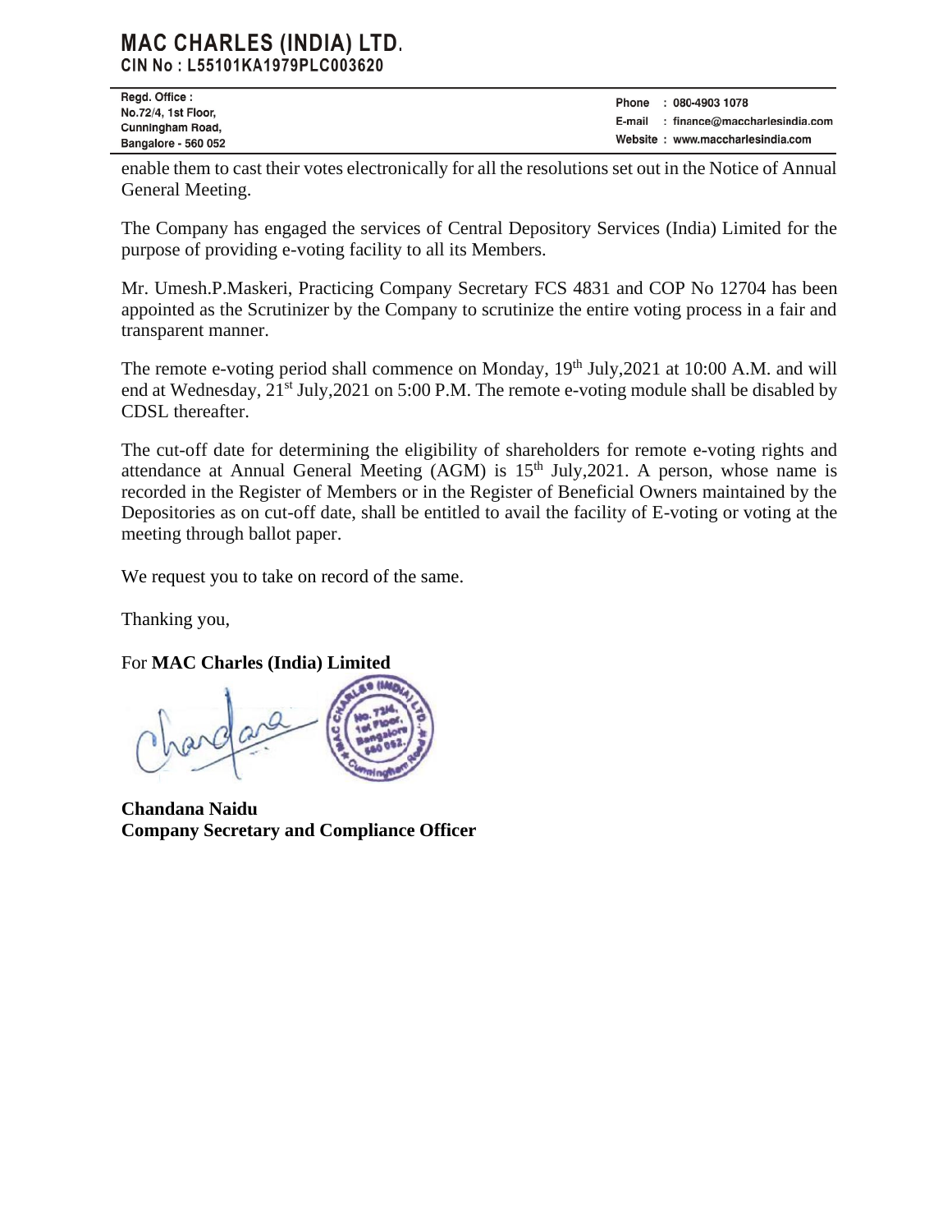enable them to cast their votes electronically for all the resolutions set out in the Notice of Annual General Meeting.

The Company has engaged the services of Central Depository Services (India) Limited for the purpose of providing e-voting facility to all its Members.

Mr. Umesh.P.Maskeri, Practicing Company Secretary FCS 4831 and COP No 12704 has been appointed as the Scrutinizer by the Company to scrutinize the entire voting process in a fair and transparent manner.

The remote e-voting period shall commence on Monday, 19th July,2021 at 10:00 A.M. and will end at Wednesday, 21st July,2021 on 5:00 P.M. The remote e-voting module shall be disabled by CDSL thereafter.

The cut-off date for determining the eligibility of shareholders for remote e-voting rights and attendance at Annual General Meeting (AGM) is 15th July,2021. A person, whose name is recorded in the Register of Members or in the Register of Beneficial Owners maintained by the Depositories as on cut-off date, shall be entitled to avail the facility of E-voting or voting at the meeting through ballot paper.

We request you to take on record of the same.

Thanking you,

For **MAC Charles (India) Limited**

**Chandana Naidu**
**Company Secretary and Compliance Officer**